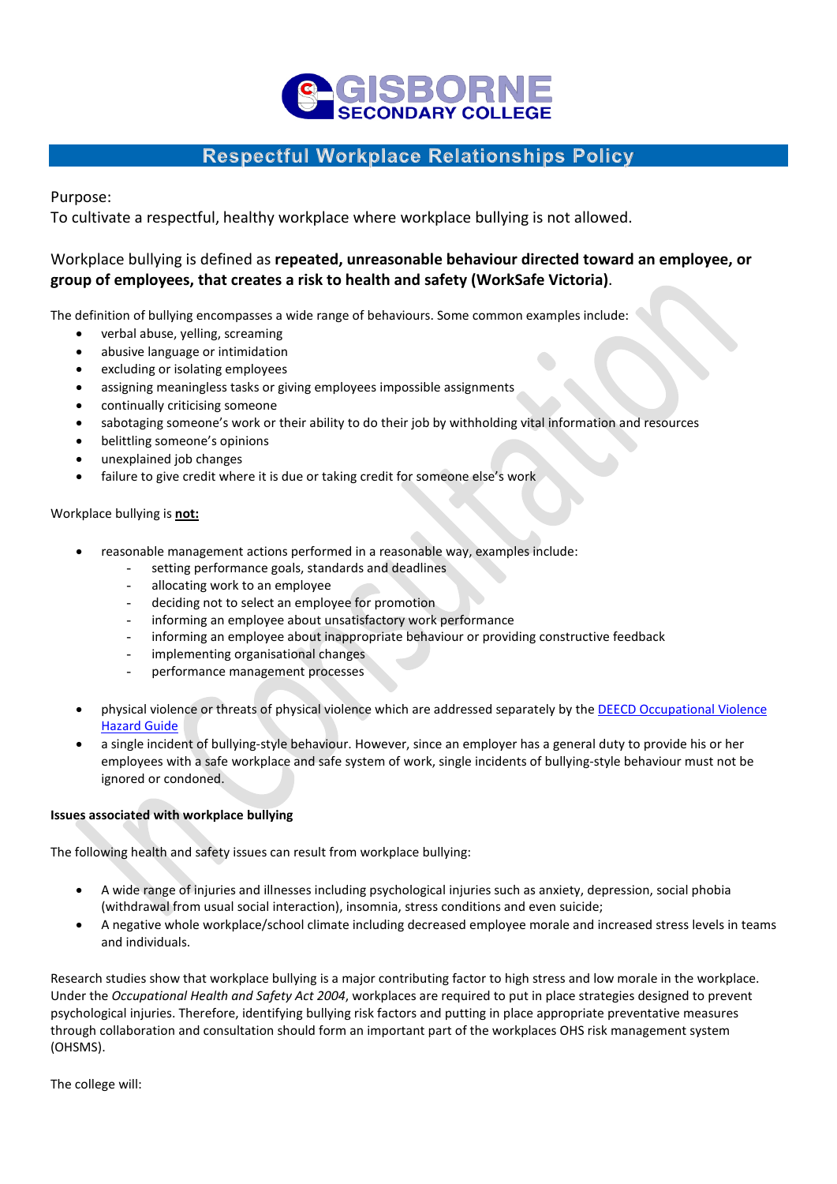# GISBORNE SECONDARY COLLEGE

## Respectful Workplace Relationships Policy

Purpose:
To cultivate a respectful, healthy workplace where workplace bullying is not allowed.

Workplace bullying is defined as **repeated, unreasonable behaviour directed toward an employee, or group of employees, that creates a risk to health and safety (WorkSafe Victoria)**.

The definition of bullying encompasses a wide range of behaviours. Some common examples include:

- verbal abuse, yelling, screaming
- abusive language or intimidation
- excluding or isolating employees
- assigning meaningless tasks or giving employees impossible assignments
- continually criticising someone
- sabotaging someone's work or their ability to do their job by withholding vital information and resources
- belittling someone's opinions
- unexplained job changes
- failure to give credit where it is due or taking credit for someone else's work

Workplace bullying is **not:**

- reasonable management actions performed in a reasonable way, examples include:
  - setting performance goals, standards and deadlines
  - allocating work to an employee
  - deciding not to select an employee for promotion
  - informing an employee about unsatisfactory work performance
  - informing an employee about inappropriate behaviour or providing constructive feedback
  - implementing organisational changes
  - performance management processes
- physical violence or threats of physical violence which are addressed separately by the DEECD Occupational Violence Hazard Guide
- a single incident of bullying-style behaviour. However, since an employer has a general duty to provide his or her employees with a safe workplace and safe system of work, single incidents of bullying-style behaviour must not be ignored or condoned.

**Issues associated with workplace bullying**

The following health and safety issues can result from workplace bullying:

- A wide range of injuries and illnesses including psychological injuries such as anxiety, depression, social phobia (withdrawal from usual social interaction), insomnia, stress conditions and even suicide;
- A negative whole workplace/school climate including decreased employee morale and increased stress levels in teams and individuals.

Research studies show that workplace bullying is a major contributing factor to high stress and low morale in the workplace. Under the *Occupational Health and Safety Act 2004*, workplaces are required to put in place strategies designed to prevent psychological injuries. Therefore, identifying bullying risk factors and putting in place appropriate preventative measures through collaboration and consultation should form an important part of the workplaces OHS risk management system (OHSMS).

The college will: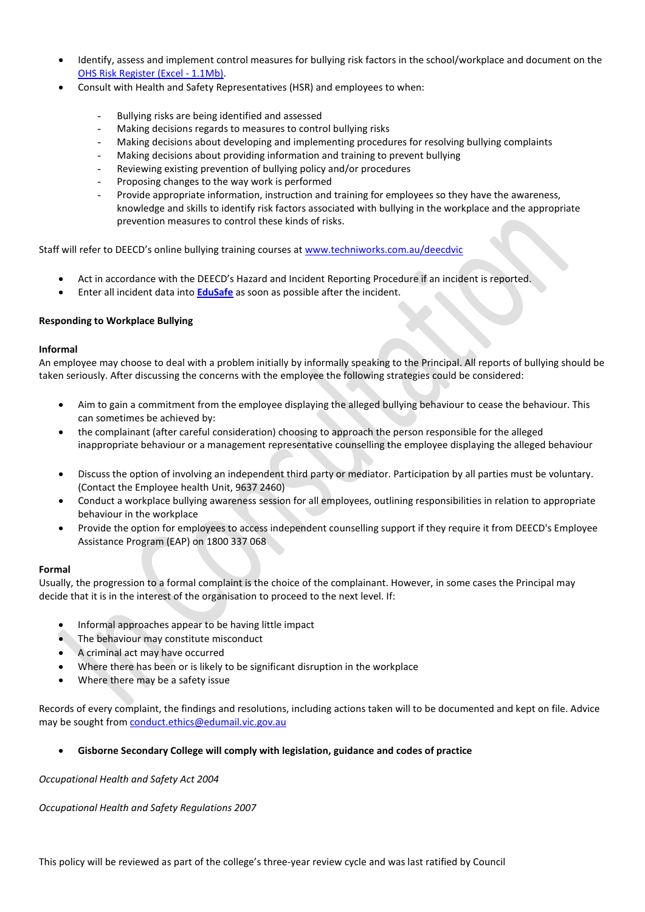- Identify, assess and implement control measures for bullying risk factors in the school/workplace and document on the [OHS Risk Register (Excel - 1.1Mb)](#).
- Consult with Health and Safety Representatives (HSR) and employees to when:
    - Bullying risks are being identified and assessed
    - Making decisions regards to measures to control bullying risks
    - Making decisions about developing and implementing procedures for resolving bullying complaints
    - Making decisions about providing information and training to prevent bullying
    - Reviewing existing prevention of bullying policy and/or procedures
    - Proposing changes to the way work is performed
    - Provide appropriate information, instruction and training for employees so they have the awareness, knowledge and skills to identify risk factors associated with bullying in the workplace and the appropriate prevention measures to control these kinds of risks.

Staff will refer to DEECD's online bullying training courses at www.techniworks.com.au/deecdvic

- Act in accordance with the DEECD's Hazard and Incident Reporting Procedure if an incident is reported.
- Enter all incident data into **EduSafe** as soon as possible after the incident.

**Responding to Workplace Bullying**

**Informal**

An employee may choose to deal with a problem initially by informally speaking to the Principal. All reports of bullying should be taken seriously. After discussing the concerns with the employee the following strategies could be considered:

- Aim to gain a commitment from the employee displaying the alleged bullying behaviour to cease the behaviour. This can sometimes be achieved by:
- the complainant (after careful consideration) choosing to approach the person responsible for the alleged inappropriate behaviour or a management representative counselling the employee displaying the alleged behaviour
- Discuss the option of involving an independent third party or mediator. Participation by all parties must be voluntary. (Contact the Employee health Unit, 9637 2460)
- Conduct a workplace bullying awareness session for all employees, outlining responsibilities in relation to appropriate behaviour in the workplace
- Provide the option for employees to access independent counselling support if they require it from DEECD's Employee Assistance Program (EAP) on 1800 337 068

**Formal**

Usually, the progression to a formal complaint is the choice of the complainant. However, in some cases the Principal may decide that it is in the interest of the organisation to proceed to the next level. If:

- Informal approaches appear to be having little impact
- The behaviour may constitute misconduct
- A criminal act may have occurred
- Where there has been or is likely to be significant disruption in the workplace
- Where there may be a safety issue

Records of every complaint, the findings and resolutions, including actions taken will to be documented and kept on file. Advice may be sought from conduct.ethics@edumail.vic.gov.au

- **Gisborne Secondary College will comply with legislation, guidance and codes of practice**

*Occupational Health and Safety Act 2004*

*Occupational Health and Safety Regulations 2007*

This policy will be reviewed as part of the college's three-year review cycle and was last ratified by Council